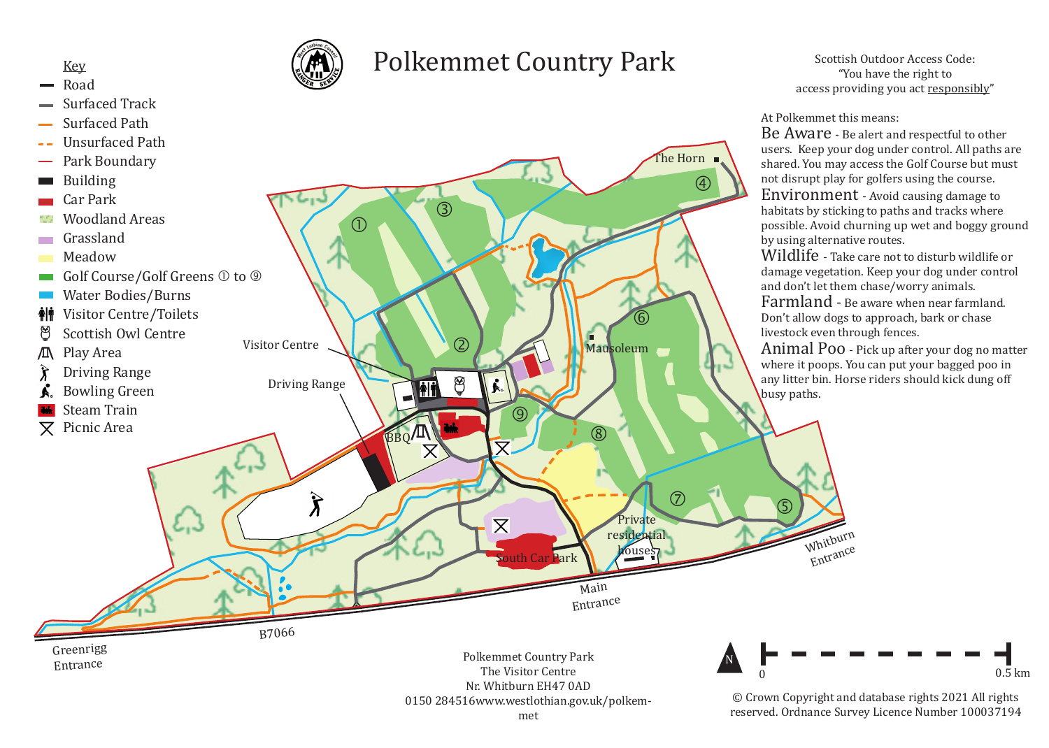# Polkemmet Country Park

## Key

- Road
- Surfaced Track
- Surfaced Path
- Unsurfaced Path
- Park Boundary
- Building
- Car Park
- Woodland Areas
- Grassland
- Meadow
- Golf Course/Golf Greens ① to ⑨
- Water Bodies/Burns
- Visitor Centre/Toilets
- Scottish Owl Centre
- Play Area
- Driving Range
- Bowling Green
- Steam Train
- Picnic Area

Visitor Centre

Driving Range

BBQ

Mausoleum

The Horn

South Car Park

Private residential houses

Main Entrance

Whitburn Entrance

Greenrigg Entrance

B7066

0 — 0.5 km

Scottish Outdoor Access Code:
"You have the right to access providing you act responsibly"

At Polkemmet this means:

**Be Aware** - Be alert and respectful to other users. Keep your dog under control. All paths are shared. You may access the Golf Course but must not disrupt play for golfers using the course.

**Environment** - Avoid causing damage to habitats by sticking to paths and tracks where possible. Avoid churning up wet and boggy ground by using alternative routes.

**Wildlife** - Take care not to disturb wildlife or damage vegetation. Keep your dog under control and don't let them chase/worry animals.

**Farmland** - Be aware when near farmland. Don't allow dogs to approach, bark or chase livestock even through fences.

**Animal Poo** - Pick up after your dog no matter where it poops. You can put your bagged poo in any litter bin. Horse riders should kick dung off busy paths.

Polkemmet Country Park
The Visitor Centre
Nr. Whitburn EH47 0AD
0150 284516www.westlothian.gov.uk/polkemmet

© Crown Copyright and database rights 2021 All rights reserved. Ordnance Survey Licence Number 100037194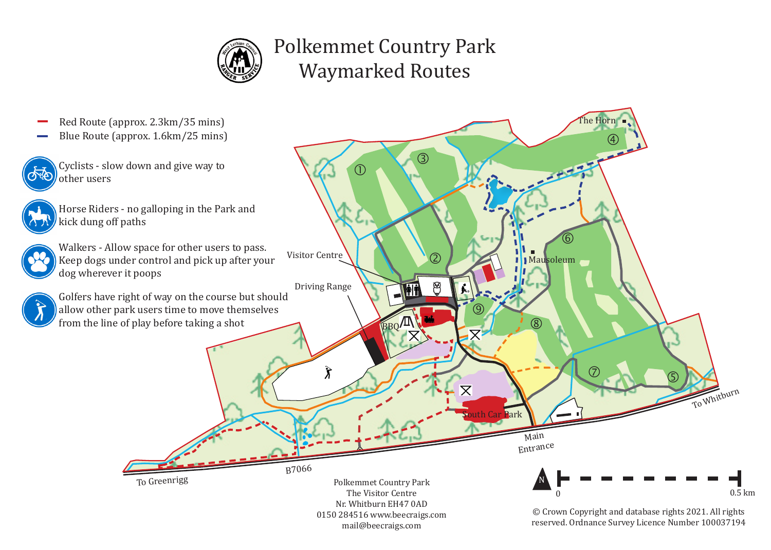# Polkemmet Country Park Waymarked Routes

- Red Route (approx. 2.3km/35 mins)
- Blue Route (approx. 1.6km/25 mins)

Cyclists - slow down and give way to other users

Horse Riders - no galloping in the Park and kick dung off paths

Walkers - Allow space for other users to pass. Keep dogs under control and pick up after your dog wherever it poops

Golfers have right of way on the course but should allow other park users time to move themselves from the line of play before taking a shot

Visitor Centre

Driving Range

BBQ

The Horn

Mausoleum

South Car Park

Main Entrance

To Whitburn

To Greenrigg

B7066

①
②
③
④
⑤
⑥
⑦
⑧
⑨

N

0

0.5 km

Polkemmet Country Park
The Visitor Centre
Nr. Whitburn EH47 0AD
0150 284516 www.beecraigs.com
mail@beecraigs.com

© Crown Copyright and database rights 2021. All rights reserved. Ordnance Survey Licence Number 100037194